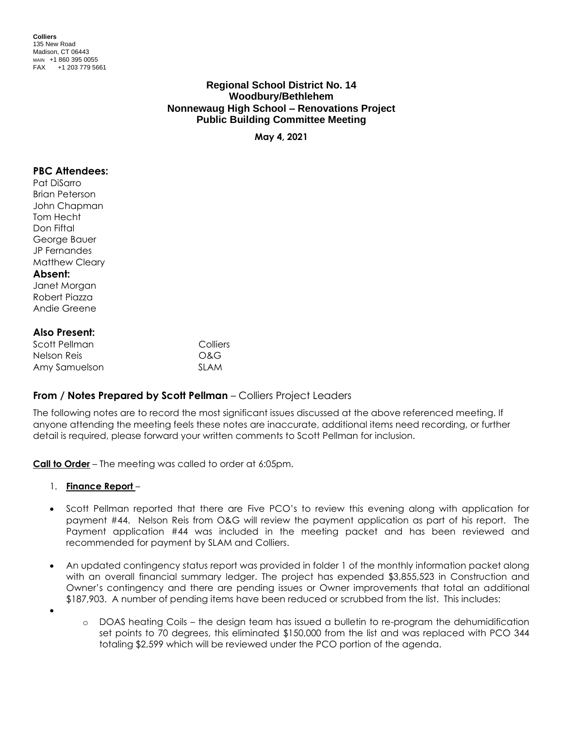**Colliers**
135 New Road
Madison, CT 06443
MAIN +1 860 395 0055
FAX +1 203 779 5661

# Regional School District No. 14
## Woodbury/Bethlehem
## Nonnewaug High School – Renovations Project
## Public Building Committee Meeting

**May 4, 2021**

### PBC Attendees:

Pat DiSarro
Brian Peterson
John Chapman
Tom Hecht
Don Fiftal
George Bauer
JP Fernandes
Matthew Cleary

### Absent:

Janet Morgan
Robert Piazza
Andie Greene

### Also Present:

| | |
|---|---|
| Scott Pellman | Colliers |
| Nelson Reis | O&G |
| Amy Samuelson | SLAM |

### From / Notes Prepared by Scott Pellman – Colliers Project Leaders

The following notes are to record the most significant issues discussed at the above referenced meeting. If anyone attending the meeting feels these notes are inaccurate, additional items need recording, or further detail is required, please forward your written comments to Scott Pellman for inclusion.

**Call to Order** – The meeting was called to order at 6:05pm.

1. **Finance Report** –

- Scott Pellman reported that there are Five PCO's to review this evening along with application for payment #44. Nelson Reis from O&G will review the payment application as part of his report. The Payment application #44 was included in the meeting packet and has been reviewed and recommended for payment by SLAM and Colliers.
- An updated contingency status report was provided in folder 1 of the monthly information packet along with an overall financial summary ledger. The project has expended $3,855,523 in Construction and Owner's contingency and there are pending issues or Owner improvements that total an additional $187,903. A number of pending items have been reduced or scrubbed from the list. This includes:
-
    - DOAS heating Coils – the design team has issued a bulletin to re-program the dehumidification set points to 70 degrees, this eliminated $150,000 from the list and was replaced with PCO 344 totaling $2,599 which will be reviewed under the PCO portion of the agenda.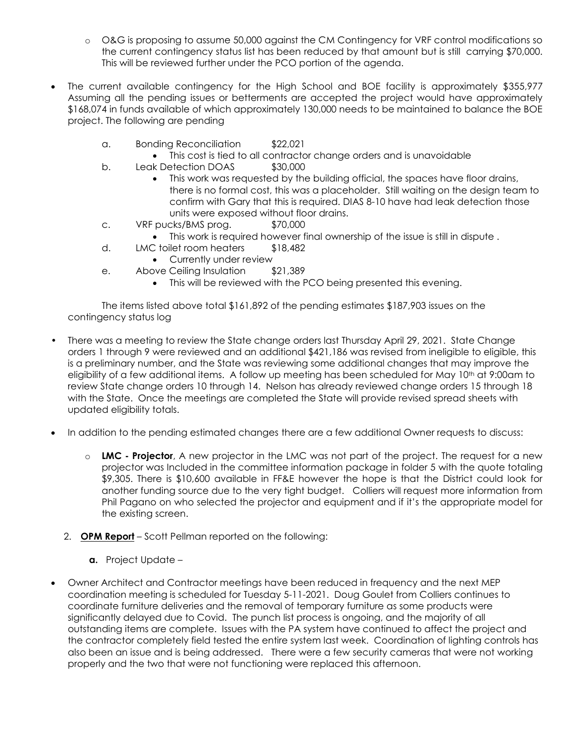- O&G is proposing to assume 50,000 against the CM Contingency for VRF control modifications so the current contingency status list has been reduced by that amount but is still carrying $70,000. This will be reviewed further under the PCO portion of the agenda.

- The current available contingency for the High School and BOE facility is approximately $355,977 Assuming all the pending issues or betterments are accepted the project would have approximately $168,074 in funds available of which approximately 130,000 needs to be maintained to balance the BOE project. The following are pending

    a. Bonding Reconciliation $22,021
        - This cost is tied to all contractor change orders and is unavoidable
    b. Leak Detection DOAS $30,000
        - This work was requested by the building official, the spaces have floor drains, there is no formal cost, this was a placeholder. Still waiting on the design team to confirm with Gary that this is required. DIAS 8-10 have had leak detection those units were exposed without floor drains.
    c. VRF pucks/BMS prog. $70,000
        - This work is required however final ownership of the issue is still in dispute .
    d. LMC toilet room heaters $18,482
        - Currently under review
    e. Above Ceiling Insulation $21,389
        - This will be reviewed with the PCO being presented this evening.

    The items listed above total $161,892 of the pending estimates $187,903 issues on the contingency status log

- There was a meeting to review the State change orders last Thursday April 29, 2021. State Change orders 1 through 9 were reviewed and an additional $421,186 was revised from ineligible to eligible, this is a preliminary number, and the State was reviewing some additional changes that may improve the eligibility of a few additional items. A follow up meeting has been scheduled for May 10th at 9:00am to review State change orders 10 through 14. Nelson has already reviewed change orders 15 through 18 with the State. Once the meetings are completed the State will provide revised spread sheets with updated eligibility totals.

- In addition to the pending estimated changes there are a few additional Owner requests to discuss:

    - **LMC - Projector**, A new projector in the LMC was not part of the project. The request for a new projector was Included in the committee information package in folder 5 with the quote totaling $9,305. There is $10,600 available in FF&E however the hope is that the District could look for another funding source due to the very tight budget. Colliers will request more information from Phil Pagano on who selected the projector and equipment and if it's the appropriate model for the existing screen.

2. **OPM Report** – Scott Pellman reported on the following:

    **a.** Project Update –

- Owner Architect and Contractor meetings have been reduced in frequency and the next MEP coordination meeting is scheduled for Tuesday 5-11-2021. Doug Goulet from Colliers continues to coordinate furniture deliveries and the removal of temporary furniture as some products were significantly delayed due to Covid. The punch list process is ongoing, and the majority of all outstanding items are complete. Issues with the PA system have continued to affect the project and the contractor completely field tested the entire system last week. Coordination of lighting controls has also been an issue and is being addressed. There were a few security cameras that were not working properly and the two that were not functioning were replaced this afternoon.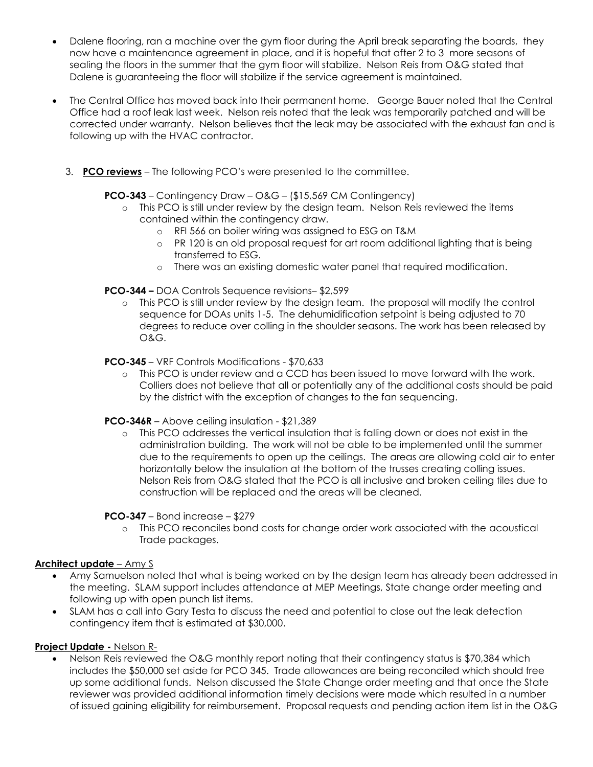- Dalene flooring, ran a machine over the gym floor during the April break separating the boards, they now have a maintenance agreement in place, and it is hopeful that after 2 to 3 more seasons of sealing the floors in the summer that the gym floor will stabilize. Nelson Reis from O&G stated that Dalene is guaranteeing the floor will stabilize if the service agreement is maintained.

- The Central Office has moved back into their permanent home. George Bauer noted that the Central Office had a roof leak last week. Nelson reis noted that the leak was temporarily patched and will be corrected under warranty. Nelson believes that the leak may be associated with the exhaust fan and is following up with the HVAC contractor.

3. **PCO reviews** – The following PCO's were presented to the committee.

   **PCO-343** – Contingency Draw – O&G – ($15,569 CM Contingency)
   - This PCO is still under review by the design team. Nelson Reis reviewed the items contained within the contingency draw.
     - RFI 566 on boiler wiring was assigned to ESG on T&M
     - PR 120 is an old proposal request for art room additional lighting that is being transferred to ESG.
     - There was an existing domestic water panel that required modification.

   **PCO-344 –** DOA Controls Sequence revisions– $2,599
   - This PCO is still under review by the design team. the proposal will modify the control sequence for DOAs units 1-5. The dehumidification setpoint is being adjusted to 70 degrees to reduce over colling in the shoulder seasons. The work has been released by O&G.

   **PCO-345** – VRF Controls Modifications - $70,633
   - This PCO is under review and a CCD has been issued to move forward with the work. Colliers does not believe that all or potentially any of the additional costs should be paid by the district with the exception of changes to the fan sequencing.

   **PCO-346R** – Above ceiling insulation - $21,389
   - This PCO addresses the vertical insulation that is falling down or does not exist in the administration building. The work will not be able to be implemented until the summer due to the requirements to open up the ceilings. The areas are allowing cold air to enter horizontally below the insulation at the bottom of the trusses creating colling issues. Nelson Reis from O&G stated that the PCO is all inclusive and broken ceiling tiles due to construction will be replaced and the areas will be cleaned.

   **PCO-347** – Bond increase – $279
   - This PCO reconciles bond costs for change order work associated with the acoustical Trade packages.

**Architect update** – Amy S

- Amy Samuelson noted that what is being worked on by the design team has already been addressed in the meeting. SLAM support includes attendance at MEP Meetings, State change order meeting and following up with open punch list items.
- SLAM has a call into Gary Testa to discuss the need and potential to close out the leak detection contingency item that is estimated at $30,000.

**Project Update -** Nelson R-

- Nelson Reis reviewed the O&G monthly report noting that their contingency status is $70,384 which includes the $50,000 set aside for PCO 345. Trade allowances are being reconciled which should free up some additional funds. Nelson discussed the State Change order meeting and that once the State reviewer was provided additional information timely decisions were made which resulted in a number of issued gaining eligibility for reimbursement. Proposal requests and pending action item list in the O&G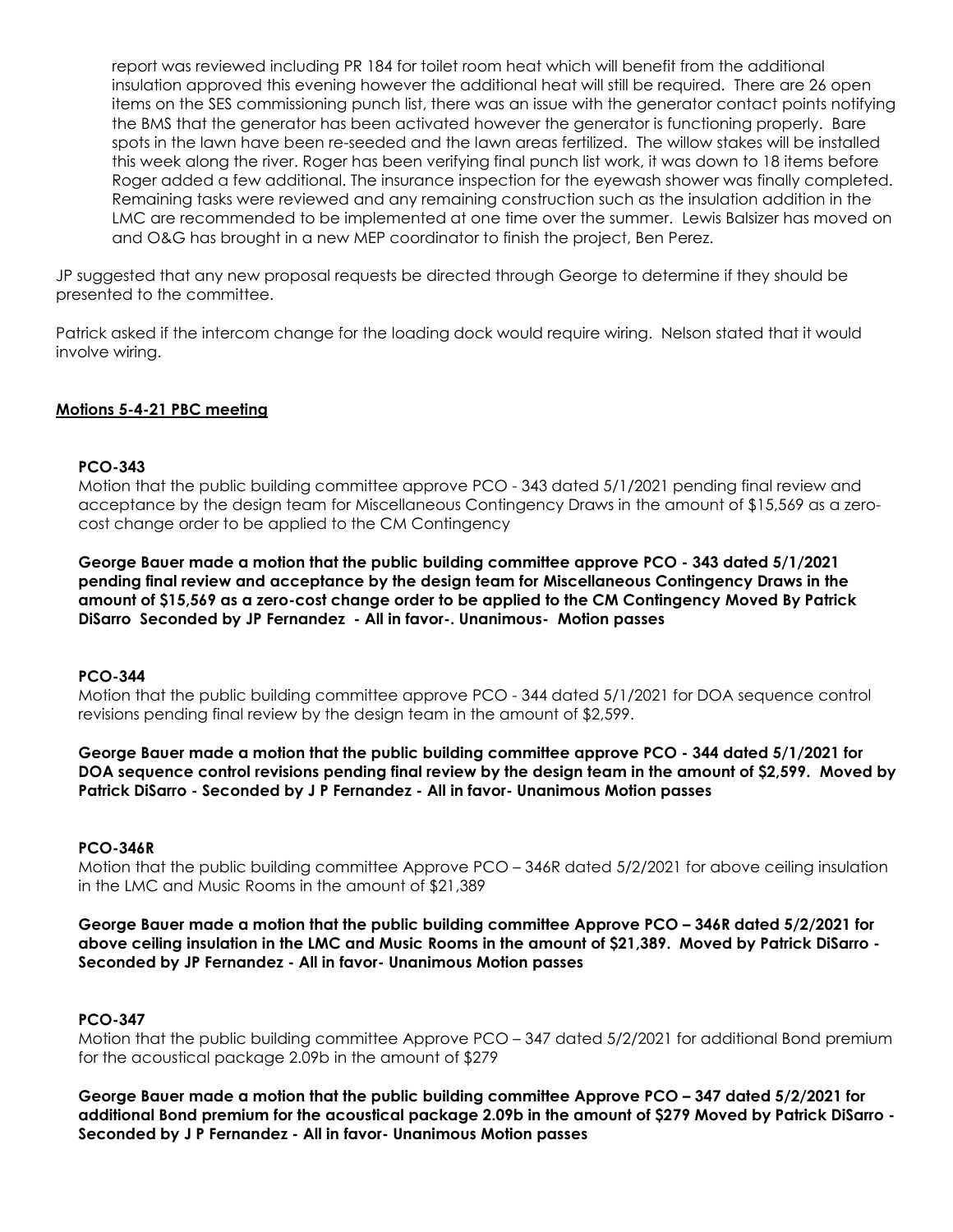report was reviewed including PR 184 for toilet room heat which will benefit from the additional insulation approved this evening however the additional heat will still be required. There are 26 open items on the SES commissioning punch list, there was an issue with the generator contact points notifying the BMS that the generator has been activated however the generator is functioning properly. Bare spots in the lawn have been re-seeded and the lawn areas fertilized. The willow stakes will be installed this week along the river. Roger has been verifying final punch list work, it was down to 18 items before Roger added a few additional. The insurance inspection for the eyewash shower was finally completed. Remaining tasks were reviewed and any remaining construction such as the insulation addition in the LMC are recommended to be implemented at one time over the summer. Lewis Balsizer has moved on and O&G has brought in a new MEP coordinator to finish the project, Ben Perez.

JP suggested that any new proposal requests be directed through George to determine if they should be presented to the committee.

Patrick asked if the intercom change for the loading dock would require wiring. Nelson stated that it would involve wiring.

**Motions 5-4-21 PBC meeting**

**PCO-343**

Motion that the public building committee approve PCO - 343 dated 5/1/2021 pending final review and acceptance by the design team for Miscellaneous Contingency Draws in the amount of $15,569 as a zero-cost change order to be applied to the CM Contingency

**George Bauer made a motion that the public building committee approve PCO - 343 dated 5/1/2021 pending final review and acceptance by the design team for Miscellaneous Contingency Draws in the amount of $15,569 as a zero-cost change order to be applied to the CM Contingency Moved By Patrick DiSarro Seconded by JP Fernandez - All in favor-. Unanimous- Motion passes**

**PCO-344**

Motion that the public building committee approve PCO - 344 dated 5/1/2021 for DOA sequence control revisions pending final review by the design team in the amount of $2,599.

**George Bauer made a motion that the public building committee approve PCO - 344 dated 5/1/2021 for DOA sequence control revisions pending final review by the design team in the amount of $2,599. Moved by Patrick DiSarro - Seconded by J P Fernandez - All in favor- Unanimous Motion passes**

**PCO-346R**

Motion that the public building committee Approve PCO – 346R dated 5/2/2021 for above ceiling insulation in the LMC and Music Rooms in the amount of $21,389

**George Bauer made a motion that the public building committee Approve PCO – 346R dated 5/2/2021 for above ceiling insulation in the LMC and Music Rooms in the amount of $21,389. Moved by Patrick DiSarro - Seconded by JP Fernandez - All in favor- Unanimous Motion passes**

**PCO-347**

Motion that the public building committee Approve PCO – 347 dated 5/2/2021 for additional Bond premium for the acoustical package 2.09b in the amount of $279

**George Bauer made a motion that the public building committee Approve PCO – 347 dated 5/2/2021 for additional Bond premium for the acoustical package 2.09b in the amount of $279 Moved by Patrick DiSarro - Seconded by J P Fernandez - All in favor- Unanimous Motion passes**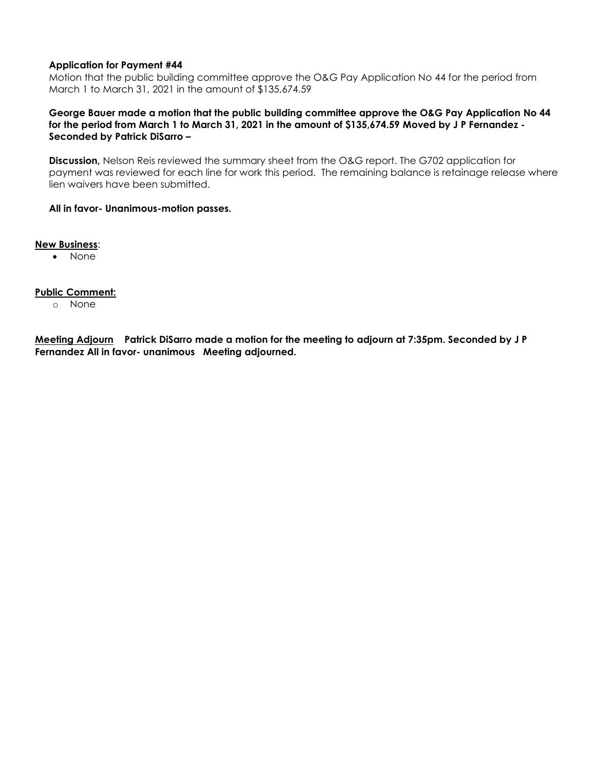**Application for Payment #44**

Motion that the public building committee approve the O&G Pay Application No 44 for the period from March 1 to March 31, 2021 in the amount of $135,674.59

**George Bauer made a motion that the public building committee approve the O&G Pay Application No 44 for the period from March 1 to March 31, 2021 in the amount of $135,674.59 Moved by J P Fernandez - Seconded by Patrick DiSarro –**

**Discussion,** Nelson Reis reviewed the summary sheet from the O&G report. The G702 application for payment was reviewed for each line for work this period. The remaining balance is retainage release where lien waivers have been submitted.

**All in favor- Unanimous-motion passes.**

**New Business**:

- None

**Public Comment:**

- None

**Meeting Adjourn** **Patrick DiSarro made a motion for the meeting to adjourn at 7:35pm. Seconded by J P Fernandez All in favor- unanimous Meeting adjourned.**